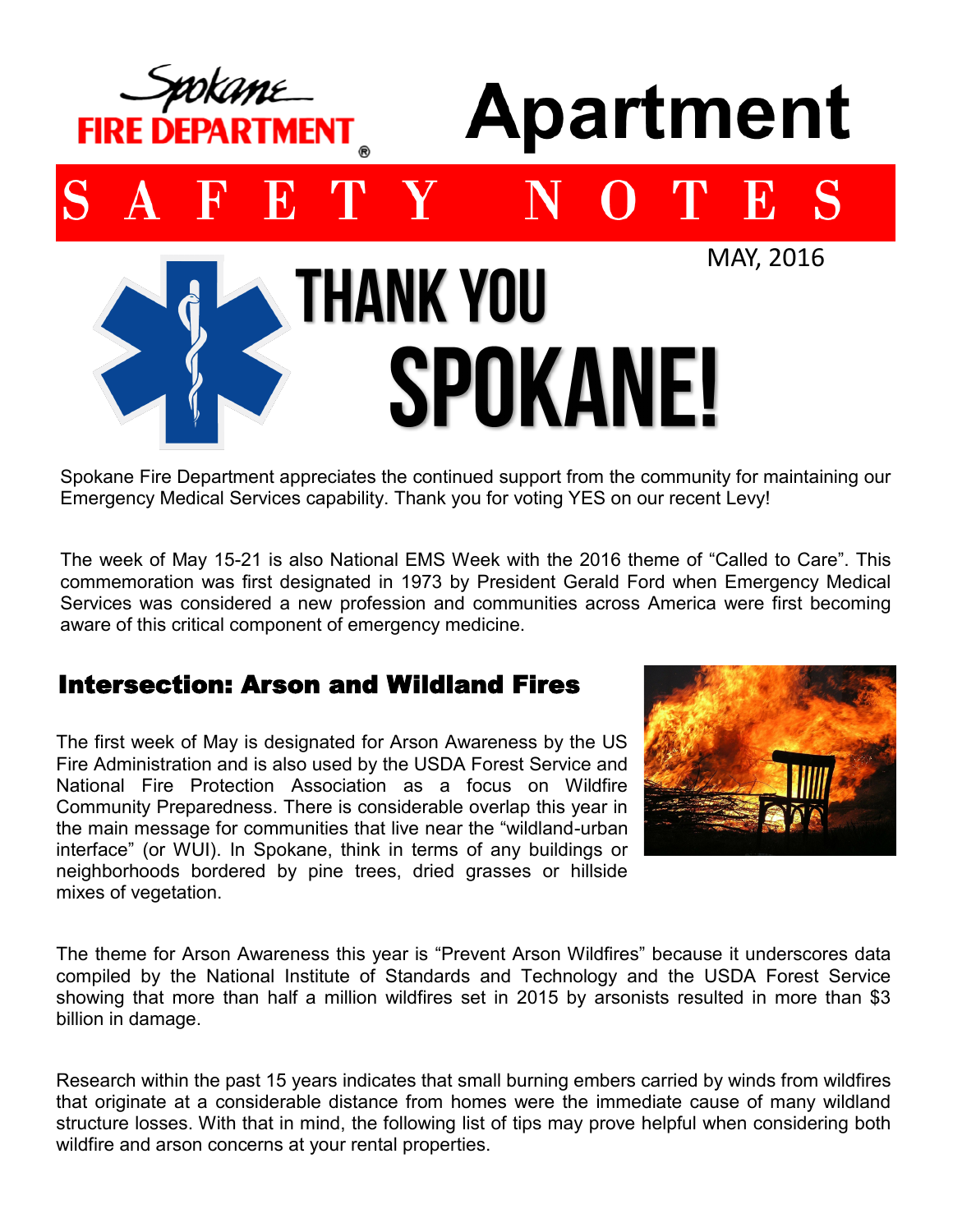Spokane FIRE DEPARTMENT

# Apartment

## S A F E T Y N O T E S

MAY, 2016

# THANK YOU SPOKANE!

Spokane Fire Department appreciates the continued support from the community for maintaining our Emergency Medical Services capability. Thank you for voting YES on our recent Levy!

The week of May 15-21 is also National EMS Week with the 2016 theme of "Called to Care". This commemoration was first designated in 1973 by President Gerald Ford when Emergency Medical Services was considered a new profession and communities across America were first becoming aware of this critical component of emergency medicine.

## Intersection: Arson and Wildland Fires

The first week of May is designated for Arson Awareness by the US Fire Administration and is also used by the USDA Forest Service and National Fire Protection Association as a focus on Wildfire Community Preparedness. There is considerable overlap this year in the main message for communities that live near the "wildland-urban interface" (or WUI). In Spokane, think in terms of any buildings or neighborhoods bordered by pine trees, dried grasses or hillside mixes of vegetation.

The theme for Arson Awareness this year is "Prevent Arson Wildfires" because it underscores data compiled by the National Institute of Standards and Technology and the USDA Forest Service showing that more than half a million wildfires set in 2015 by arsonists resulted in more than $3 billion in damage.

Research within the past 15 years indicates that small burning embers carried by winds from wildfires that originate at a considerable distance from homes were the immediate cause of many wildland structure losses. With that in mind, the following list of tips may prove helpful when considering both wildfire and arson concerns at your rental properties.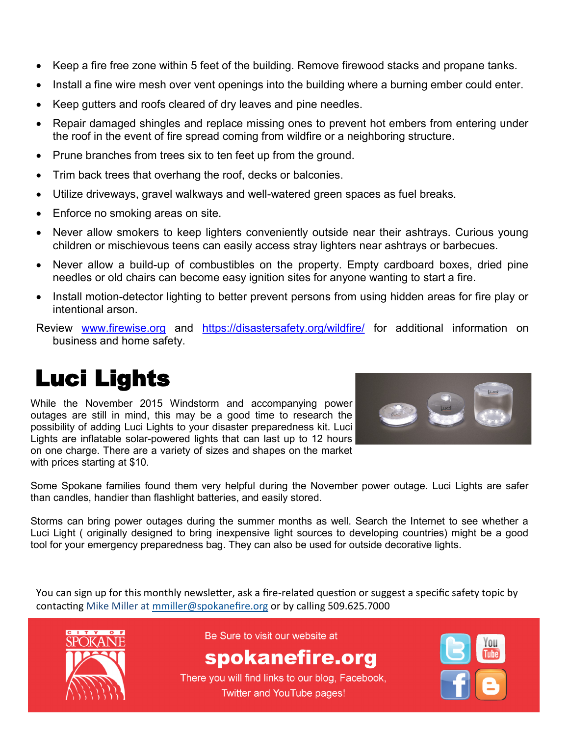- Keep a fire free zone within 5 feet of the building. Remove firewood stacks and propane tanks.
- Install a fine wire mesh over vent openings into the building where a burning ember could enter.
- Keep gutters and roofs cleared of dry leaves and pine needles.
- Repair damaged shingles and replace missing ones to prevent hot embers from entering under the roof in the event of fire spread coming from wildfire or a neighboring structure.
- Prune branches from trees six to ten feet up from the ground.
- Trim back trees that overhang the roof, decks or balconies.
- Utilize driveways, gravel walkways and well-watered green spaces as fuel breaks.
- Enforce no smoking areas on site.
- Never allow smokers to keep lighters conveniently outside near their ashtrays. Curious young children or mischievous teens can easily access stray lighters near ashtrays or barbecues.
- Never allow a build-up of combustibles on the property. Empty cardboard boxes, dried pine needles or old chairs can become easy ignition sites for anyone wanting to start a fire.
- Install motion-detector lighting to better prevent persons from using hidden areas for fire play or intentional arson.

Review www.firewise.org and https://disastersafety.org/wildfire/ for additional information on business and home safety.

# Luci Lights

While the November 2015 Windstorm and accompanying power outages are still in mind, this may be a good time to research the possibility of adding Luci Lights to your disaster preparedness kit. Luci Lights are inflatable solar-powered lights that can last up to 12 hours on one charge. There are a variety of sizes and shapes on the market with prices starting at $10.

Some Spokane families found them very helpful during the November power outage. Luci Lights are safer than candles, handier than flashlight batteries, and easily stored.

Storms can bring power outages during the summer months as well. Search the Internet to see whether a Luci Light ( originally designed to bring inexpensive light sources to developing countries) might be a good tool for your emergency preparedness bag. They can also be used for outside decorative lights.

You can sign up for this monthly newsletter, ask a fire-related question or suggest a specific safety topic by contacting Mike Miller at mmiller@spokanefire.org or by calling 509.625.7000

Be Sure to visit our website at

**spokanefire.org**

There you will find links to our blog, Facebook, Twitter and YouTube pages!